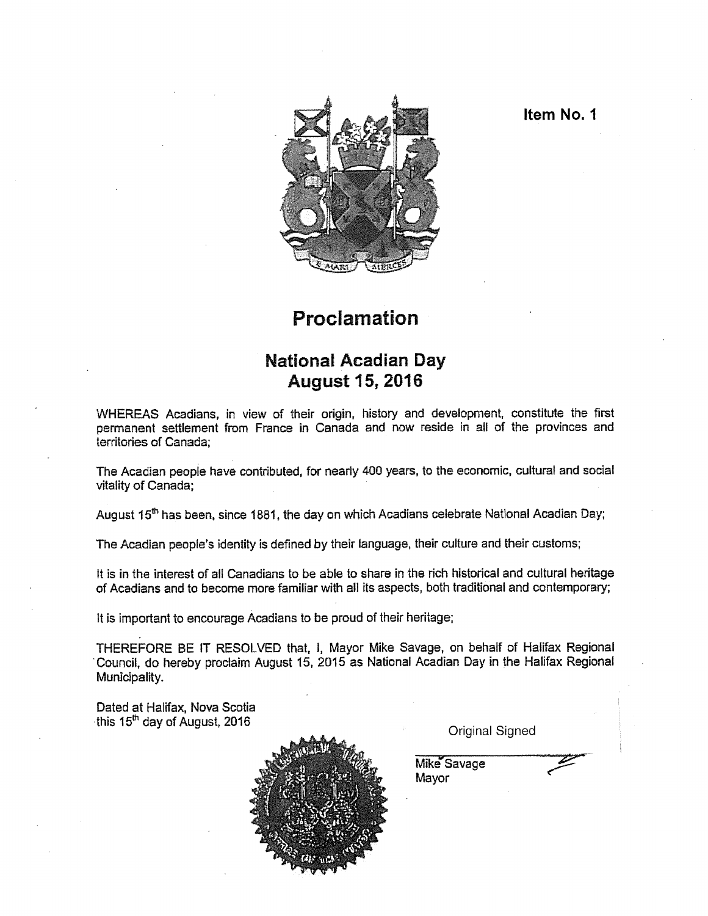Item No. 1

# Proclamation

## National Acadian Day
## August 15, 2016

WHEREAS Acadians, in view of their origin, history and development, constitute the first permanent settlement from France in Canada and now reside in all of the provinces and territories of Canada;

The Acadian people have contributed, for nearly 400 years, to the economic, cultural and social vitality of Canada;

August 15th has been, since 1881, the day on which Acadians celebrate National Acadian Day;

The Acadian people's identity is defined by their language, their culture and their customs;

It is in the interest of all Canadians to be able to share in the rich historical and cultural heritage of Acadians and to become more familiar with all its aspects, both traditional and contemporary;

It is important to encourage Acadians to be proud of their heritage;

THEREFORE BE IT RESOLVED that, I, Mayor Mike Savage, on behalf of Halifax Regional Council, do hereby proclaim August 15, 2015 as National Acadian Day in the Halifax Regional Municipality.

Dated at Halifax, Nova Scotia
this 15th day of August, 2016

Original Signed

Mike Savage
Mayor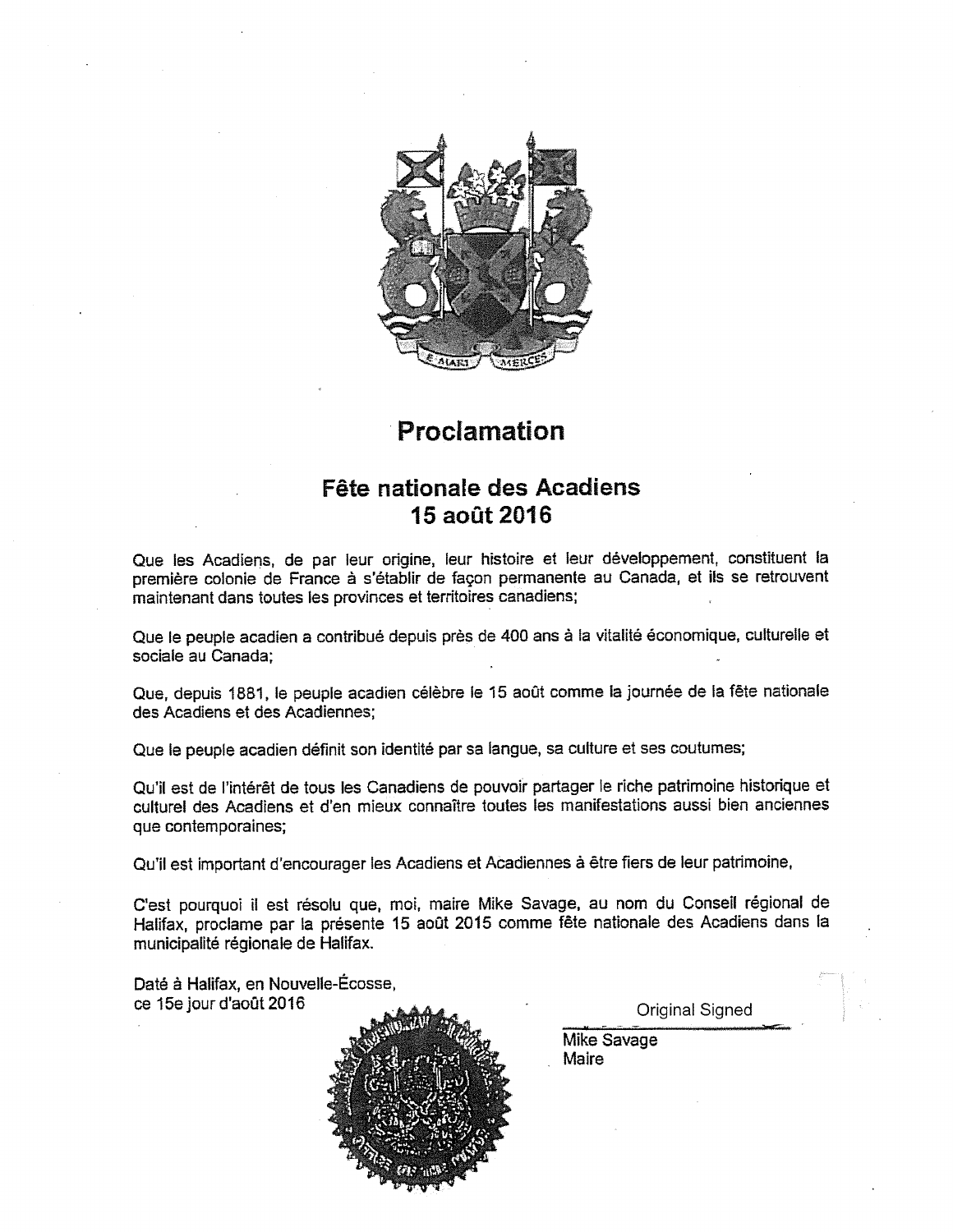# Proclamation

## Fête nationale des Acadiens
## 15 août 2016

Que les Acadiens, de par leur origine, leur histoire et leur développement, constituent la première colonie de France à s'établir de façon permanente au Canada, et ils se retrouvent maintenant dans toutes les provinces et territoires canadiens;

Que le peuple acadien a contribué depuis près de 400 ans à la vitalité économique, culturelle et sociale au Canada;

Que, depuis 1881, le peuple acadien célèbre le 15 août comme la journée de la fête nationale des Acadiens et des Acadiennes;

Que le peuple acadien définit son identité par sa langue, sa culture et ses coutumes;

Qu'il est de l'intérêt de tous les Canadiens de pouvoir partager le riche patrimoine historique et culturel des Acadiens et d'en mieux connaître toutes les manifestations aussi bien anciennes que contemporaines;

Qu'il est important d'encourager les Acadiens et Acadiennes à être fiers de leur patrimoine,

C'est pourquoi il est résolu que, moi, maire Mike Savage, au nom du Conseil régional de Halifax, proclame par la présente 15 août 2015 comme fête nationale des Acadiens dans la municipalité régionale de Halifax.

Daté à Halifax, en Nouvelle-Écosse,
ce 15e jour d'août 2016

Original Signed

Mike Savage
Maire